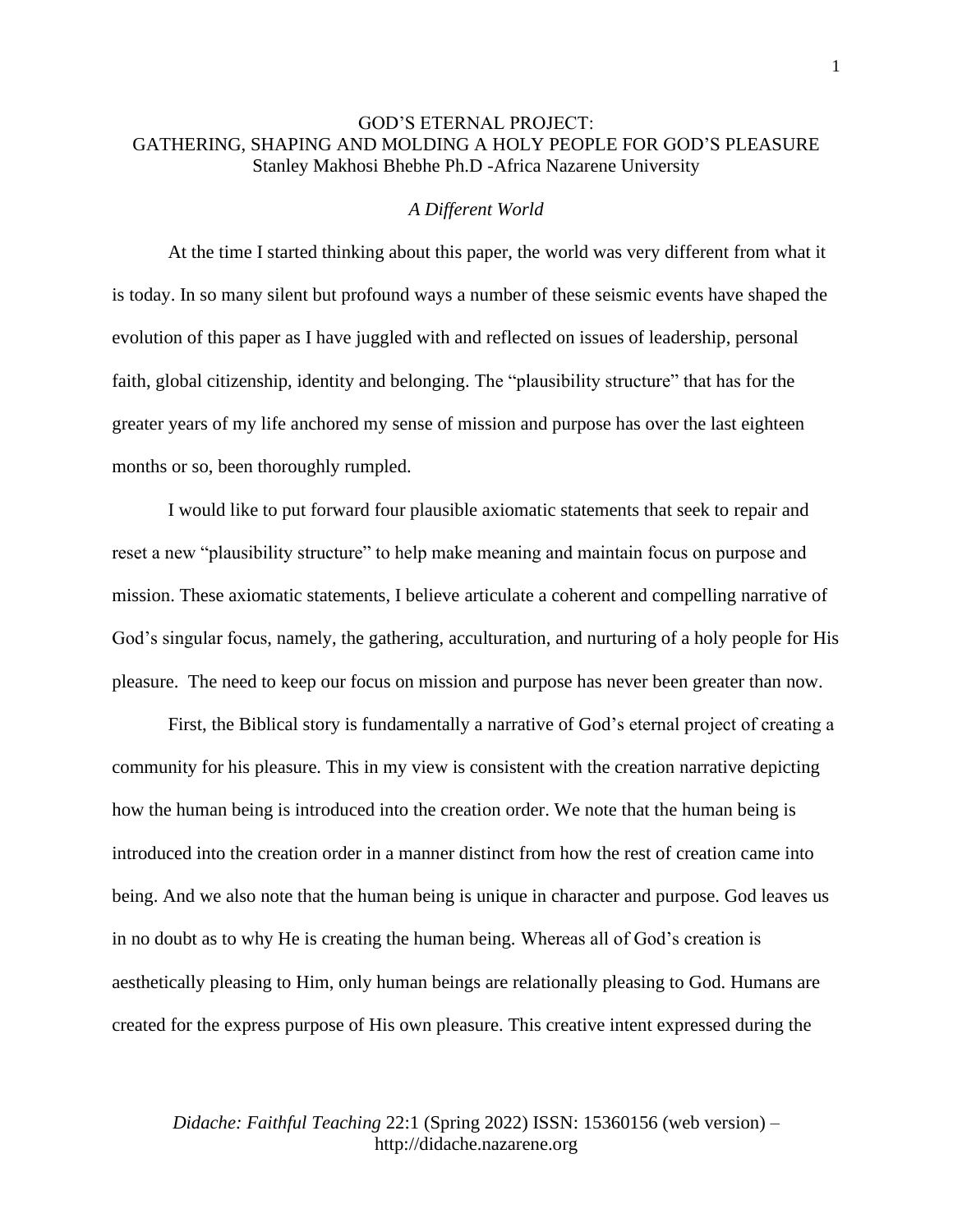# GOD'S ETERNAL PROJECT: GATHERING, SHAPING AND MOLDING A HOLY PEOPLE FOR GOD'S PLEASURE

Stanley Makhosi Bhebhe Ph.D -Africa Nazarene University

## *A Different World*

At the time I started thinking about this paper, the world was very different from what it is today. In so many silent but profound ways a number of these seismic events have shaped the evolution of this paper as I have juggled with and reflected on issues of leadership, personal faith, global citizenship, identity and belonging. The "plausibility structure" that has for the greater years of my life anchored my sense of mission and purpose has over the last eighteen months or so, been thoroughly rumpled.

I would like to put forward four plausible axiomatic statements that seek to repair and reset a new "plausibility structure" to help make meaning and maintain focus on purpose and mission. These axiomatic statements, I believe articulate a coherent and compelling narrative of God's singular focus, namely, the gathering, acculturation, and nurturing of a holy people for His pleasure. The need to keep our focus on mission and purpose has never been greater than now.

First, the Biblical story is fundamentally a narrative of God's eternal project of creating a community for his pleasure. This in my view is consistent with the creation narrative depicting how the human being is introduced into the creation order. We note that the human being is introduced into the creation order in a manner distinct from how the rest of creation came into being. And we also note that the human being is unique in character and purpose. God leaves us in no doubt as to why He is creating the human being. Whereas all of God's creation is aesthetically pleasing to Him, only human beings are relationally pleasing to God. Humans are created for the express purpose of His own pleasure. This creative intent expressed during the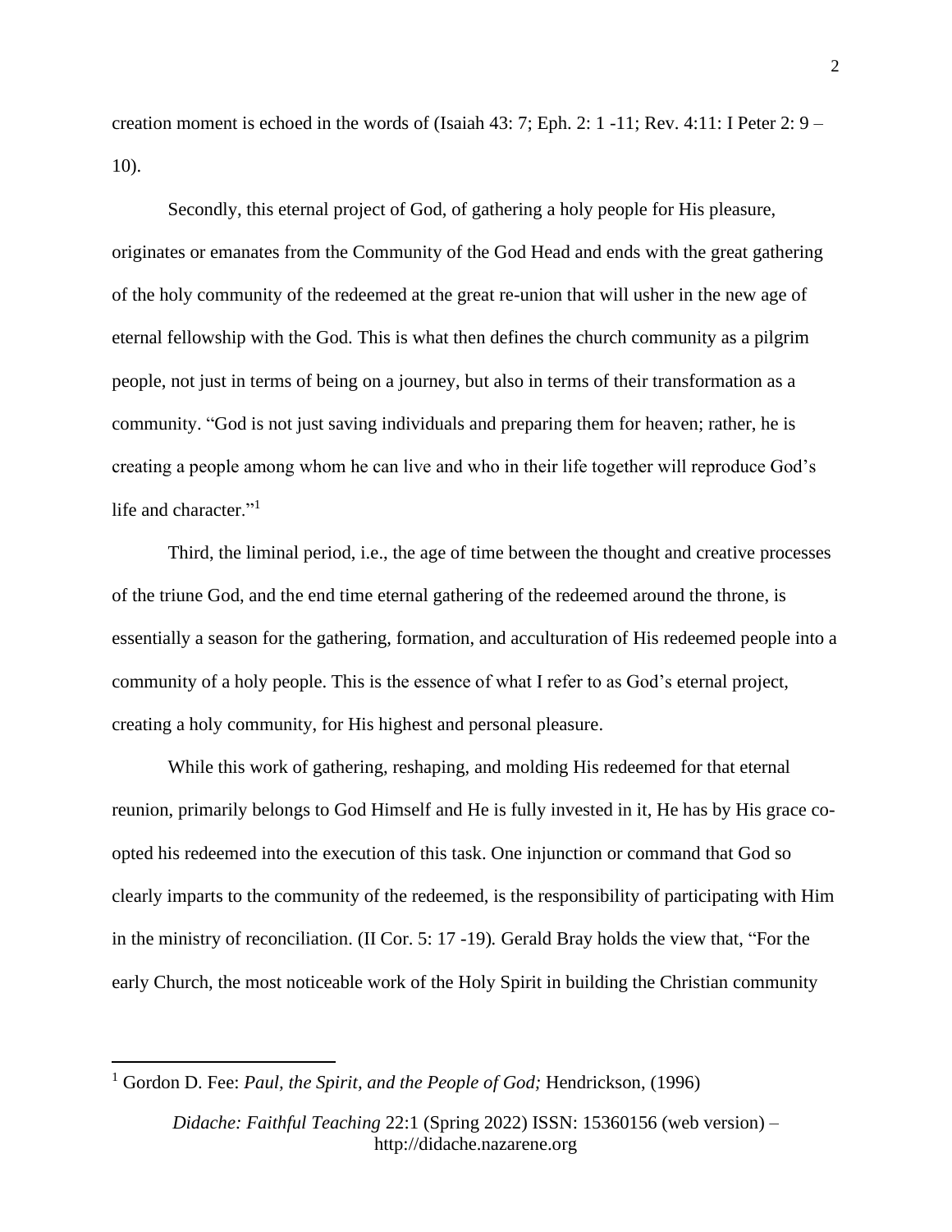creation moment is echoed in the words of (Isaiah 43: 7; Eph. 2: 1 -11; Rev. 4:11: I Peter 2: 9 – 10).

Secondly, this eternal project of God, of gathering a holy people for His pleasure, originates or emanates from the Community of the God Head and ends with the great gathering of the holy community of the redeemed at the great re-union that will usher in the new age of eternal fellowship with the God. This is what then defines the church community as a pilgrim people, not just in terms of being on a journey, but also in terms of their transformation as a community. "God is not just saving individuals and preparing them for heaven; rather, he is creating a people among whom he can live and who in their life together will reproduce God's life and character."[1]

Third, the liminal period, i.e., the age of time between the thought and creative processes of the triune God, and the end time eternal gathering of the redeemed around the throne, is essentially a season for the gathering, formation, and acculturation of His redeemed people into a community of a holy people. This is the essence of what I refer to as God's eternal project, creating a holy community, for His highest and personal pleasure.

While this work of gathering, reshaping, and molding His redeemed for that eternal reunion, primarily belongs to God Himself and He is fully invested in it, He has by His grace co-opted his redeemed into the execution of this task. One injunction or command that God so clearly imparts to the community of the redeemed, is the responsibility of participating with Him in the ministry of reconciliation. (II Cor. 5: 17 -19). Gerald Bray holds the view that, "For the early Church, the most noticeable work of the Holy Spirit in building the Christian community

---

[1] Gordon D. Fee: *Paul, the Spirit, and the People of God;* Hendrickson, (1996)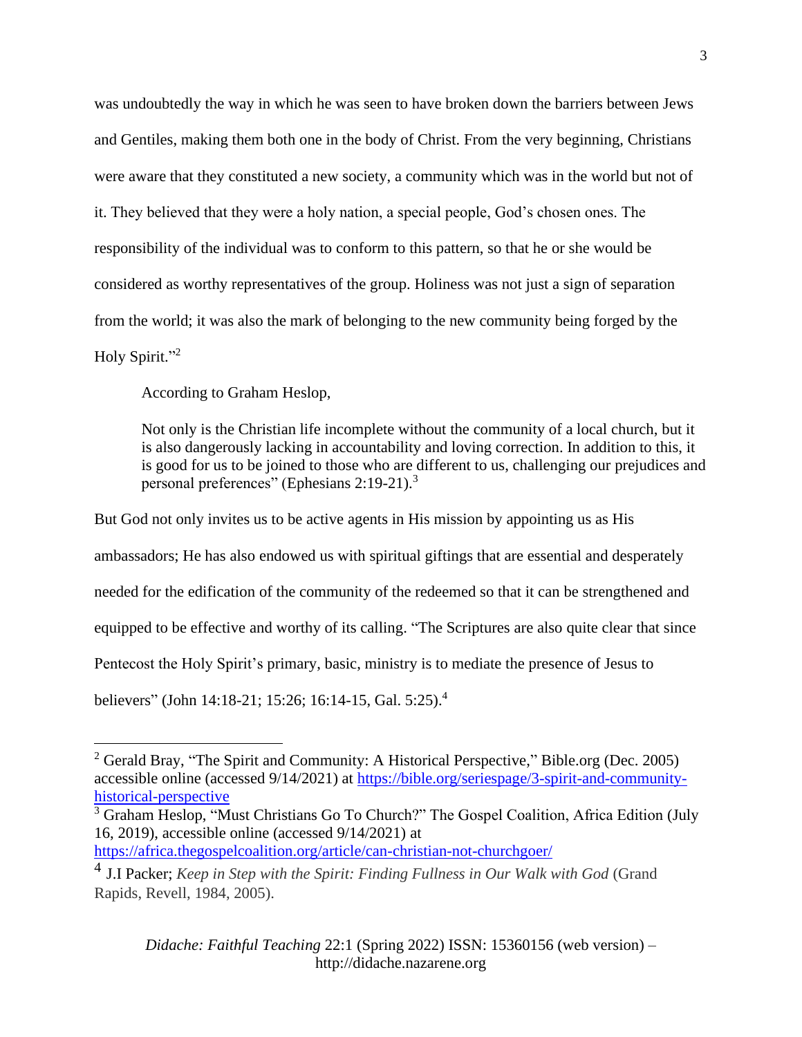was undoubtedly the way in which he was seen to have broken down the barriers between Jews and Gentiles, making them both one in the body of Christ. From the very beginning, Christians were aware that they constituted a new society, a community which was in the world but not of it. They believed that they were a holy nation, a special people, God's chosen ones. The responsibility of the individual was to conform to this pattern, so that he or she would be considered as worthy representatives of the group. Holiness was not just a sign of separation from the world; it was also the mark of belonging to the new community being forged by the Holy Spirit."[2]

According to Graham Heslop,

> Not only is the Christian life incomplete without the community of a local church, but it is also dangerously lacking in accountability and loving correction. In addition to this, it is good for us to be joined to those who are different to us, challenging our prejudices and personal preferences" (Ephesians 2:19-21).[3]

But God not only invites us to be active agents in His mission by appointing us as His ambassadors; He has also endowed us with spiritual giftings that are essential and desperately needed for the edification of the community of the redeemed so that it can be strengthened and equipped to be effective and worthy of its calling. "The Scriptures are also quite clear that since Pentecost the Holy Spirit's primary, basic, ministry is to mediate the presence of Jesus to believers" (John 14:18-21; 15:26; 16:14-15, Gal. 5:25).[4]

---

[2] Gerald Bray, "The Spirit and Community: A Historical Perspective," Bible.org (Dec. 2005) accessible online (accessed 9/14/2021) at https://bible.org/seriespage/3-spirit-and-community-historical-perspective

[3] Graham Heslop, "Must Christians Go To Church?" The Gospel Coalition, Africa Edition (July 16, 2019), accessible online (accessed 9/14/2021) at https://africa.thegospelcoalition.org/article/can-christian-not-churchgoer/

[4] J.I Packer; *Keep in Step with the Spirit: Finding Fullness in Our Walk with God* (Grand Rapids, Revell, 1984, 2005).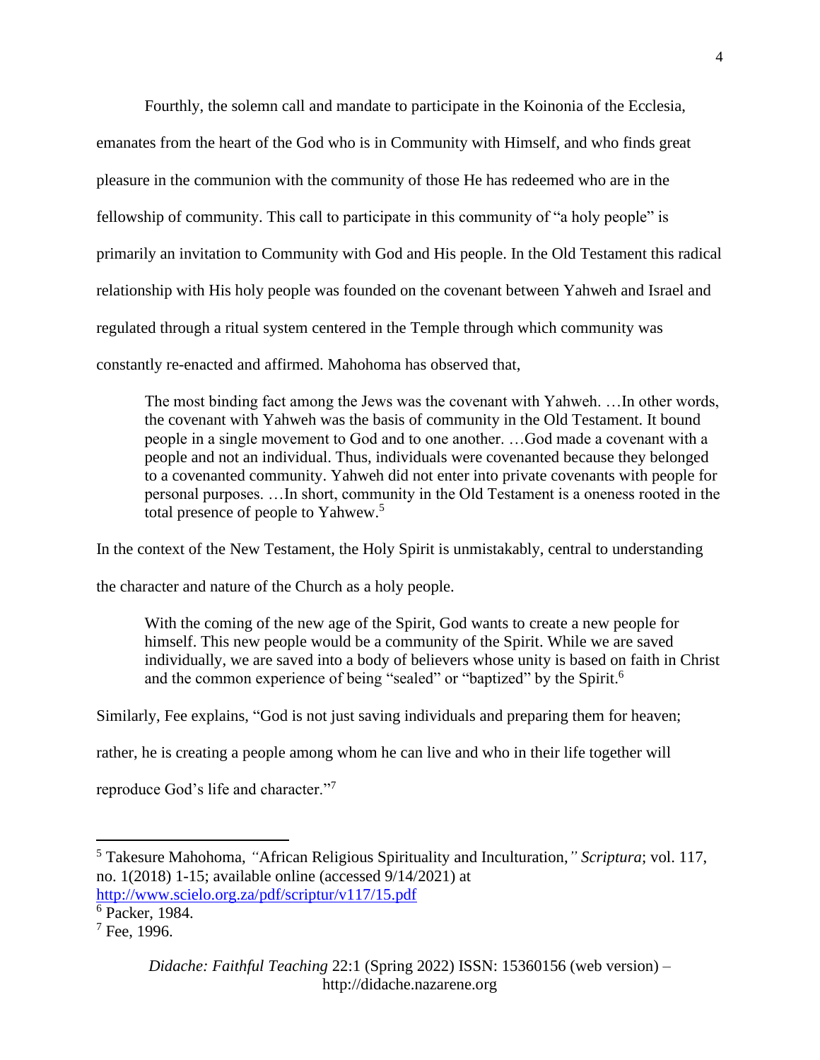Fourthly, the solemn call and mandate to participate in the Koinonia of the Ecclesia, emanates from the heart of the God who is in Community with Himself, and who finds great pleasure in the communion with the community of those He has redeemed who are in the fellowship of community. This call to participate in this community of "a holy people" is primarily an invitation to Community with God and His people. In the Old Testament this radical relationship with His holy people was founded on the covenant between Yahweh and Israel and regulated through a ritual system centered in the Temple through which community was constantly re-enacted and affirmed. Mahohoma has observed that,

> The most binding fact among the Jews was the covenant with Yahweh. …In other words, the covenant with Yahweh was the basis of community in the Old Testament. It bound people in a single movement to God and to one another. …God made a covenant with a people and not an individual. Thus, individuals were covenanted because they belonged to a covenanted community. Yahweh did not enter into private covenants with people for personal purposes. …In short, community in the Old Testament is a oneness rooted in the total presence of people to Yahwew.[5]

In the context of the New Testament, the Holy Spirit is unmistakably, central to understanding the character and nature of the Church as a holy people.

> With the coming of the new age of the Spirit, God wants to create a new people for himself. This new people would be a community of the Spirit. While we are saved individually, we are saved into a body of believers whose unity is based on faith in Christ and the common experience of being "sealed" or "baptized" by the Spirit.[6]

Similarly, Fee explains, "God is not just saving individuals and preparing them for heaven; rather, he is creating a people among whom he can live and who in their life together will reproduce God's life and character."[7]

---

[5] Takesure Mahohoma, *"*African Religious Spirituality and Inculturation,*" Scriptura*; vol. 117, no. 1(2018) 1-15; available online (accessed 9/14/2021) at http://www.scielo.org.za/pdf/scriptur/v117/15.pdf

[6] Packer, 1984.

[7] Fee, 1996.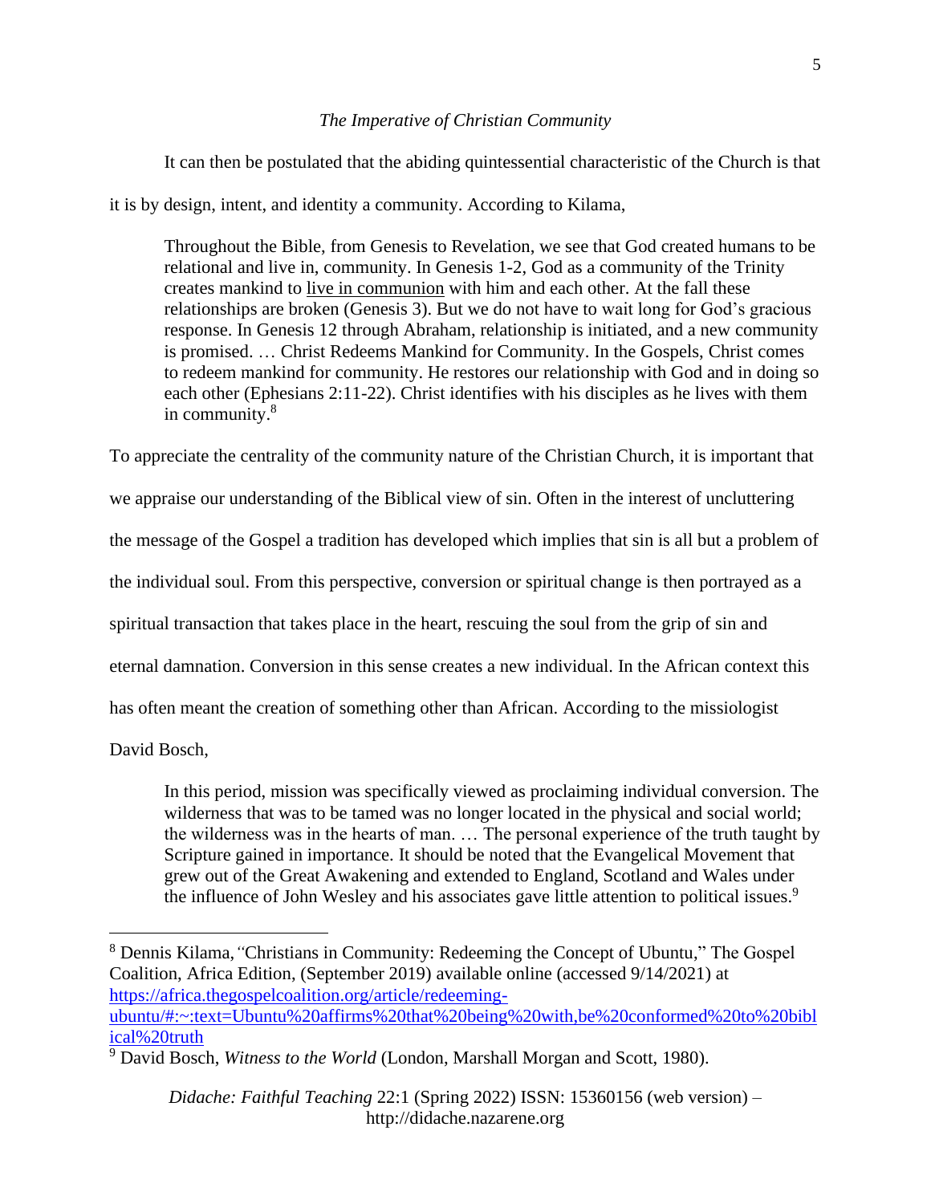*The Imperative of Christian Community*

It can then be postulated that the abiding quintessential characteristic of the Church is that it is by design, intent, and identity a community. According to Kilama,

> Throughout the Bible, from Genesis to Revelation, we see that God created humans to be relational and live in, community. In Genesis 1-2, God as a community of the Trinity creates mankind to live in communion with him and each other. At the fall these relationships are broken (Genesis 3). But we do not have to wait long for God's gracious response. In Genesis 12 through Abraham, relationship is initiated, and a new community is promised. … Christ Redeems Mankind for Community. In the Gospels, Christ comes to redeem mankind for community. He restores our relationship with God and in doing so each other (Ephesians 2:11-22). Christ identifies with his disciples as he lives with them in community.[8]

To appreciate the centrality of the community nature of the Christian Church, it is important that we appraise our understanding of the Biblical view of sin. Often in the interest of uncluttering the message of the Gospel a tradition has developed which implies that sin is all but a problem of the individual soul. From this perspective, conversion or spiritual change is then portrayed as a spiritual transaction that takes place in the heart, rescuing the soul from the grip of sin and eternal damnation. Conversion in this sense creates a new individual. In the African context this has often meant the creation of something other than African. According to the missiologist David Bosch,

> In this period, mission was specifically viewed as proclaiming individual conversion. The wilderness that was to be tamed was no longer located in the physical and social world; the wilderness was in the hearts of man. … The personal experience of the truth taught by Scripture gained in importance. It should be noted that the Evangelical Movement that grew out of the Great Awakening and extended to England, Scotland and Wales under the influence of John Wesley and his associates gave little attention to political issues.[9]

---

[8] Dennis Kilama, "Christians in Community: Redeeming the Concept of Ubuntu," The Gospel Coalition, Africa Edition, (September 2019) available online (accessed 9/14/2021) at https://africa.thegospelcoalition.org/article/redeeming-ubuntu/#:~:text=Ubuntu%20affirms%20that%20being%20with,be%20conformed%20to%20biblical%20truth

[9] David Bosch, *Witness to the World* (London, Marshall Morgan and Scott, 1980).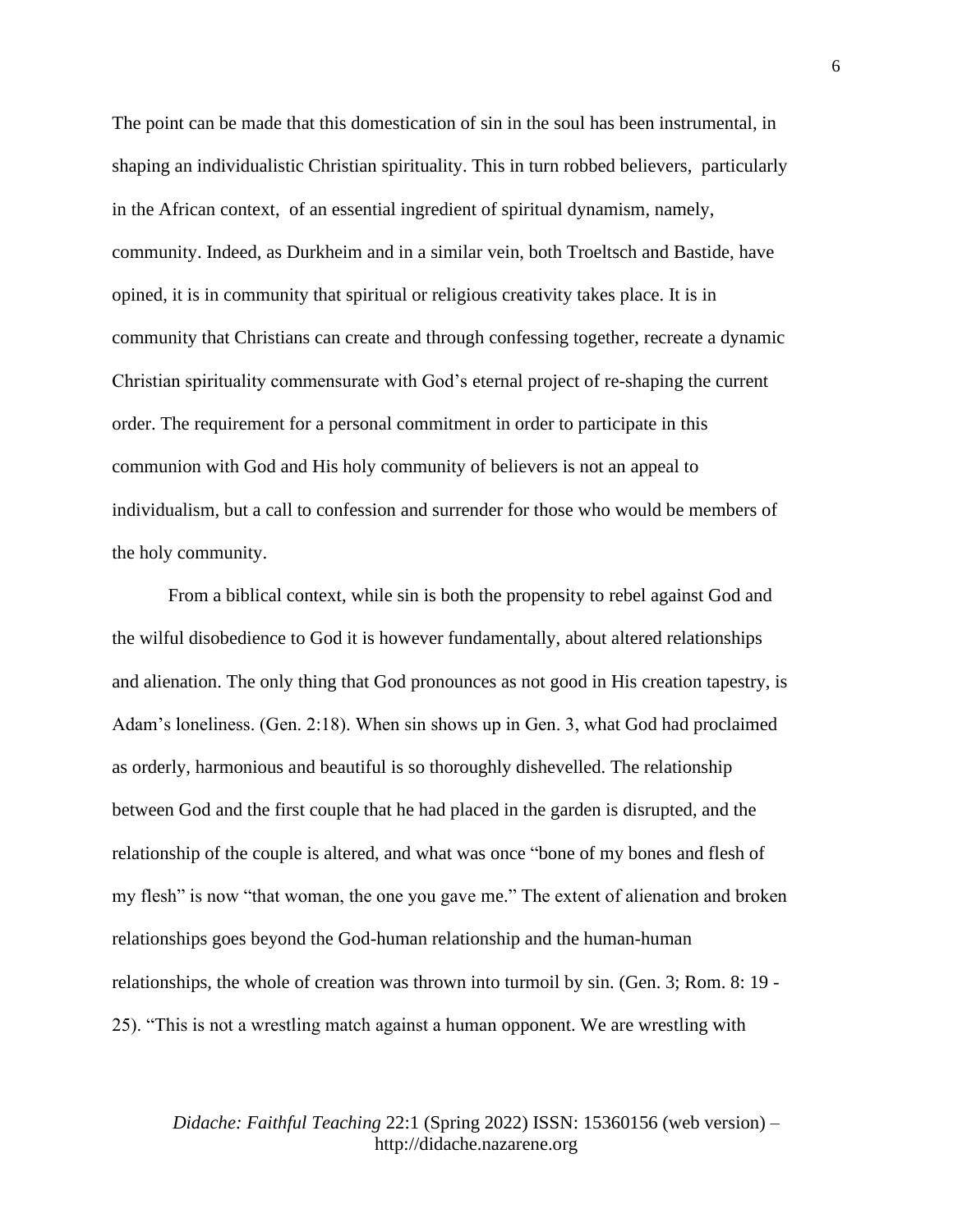The point can be made that this domestication of sin in the soul has been instrumental, in shaping an individualistic Christian spirituality. This in turn robbed believers, particularly in the African context, of an essential ingredient of spiritual dynamism, namely, community. Indeed, as Durkheim and in a similar vein, both Troeltsch and Bastide, have opined, it is in community that spiritual or religious creativity takes place. It is in community that Christians can create and through confessing together, recreate a dynamic Christian spirituality commensurate with God's eternal project of re-shaping the current order. The requirement for a personal commitment in order to participate in this communion with God and His holy community of believers is not an appeal to individualism, but a call to confession and surrender for those who would be members of the holy community.

From a biblical context, while sin is both the propensity to rebel against God and the wilful disobedience to God it is however fundamentally, about altered relationships and alienation. The only thing that God pronounces as not good in His creation tapestry, is Adam's loneliness. (Gen. 2:18). When sin shows up in Gen. 3, what God had proclaimed as orderly, harmonious and beautiful is so thoroughly dishevelled. The relationship between God and the first couple that he had placed in the garden is disrupted, and the relationship of the couple is altered, and what was once "bone of my bones and flesh of my flesh" is now "that woman, the one you gave me." The extent of alienation and broken relationships goes beyond the God-human relationship and the human-human relationships, the whole of creation was thrown into turmoil by sin. (Gen. 3; Rom. 8: 19 - 25). "This is not a wrestling match against a human opponent. We are wrestling with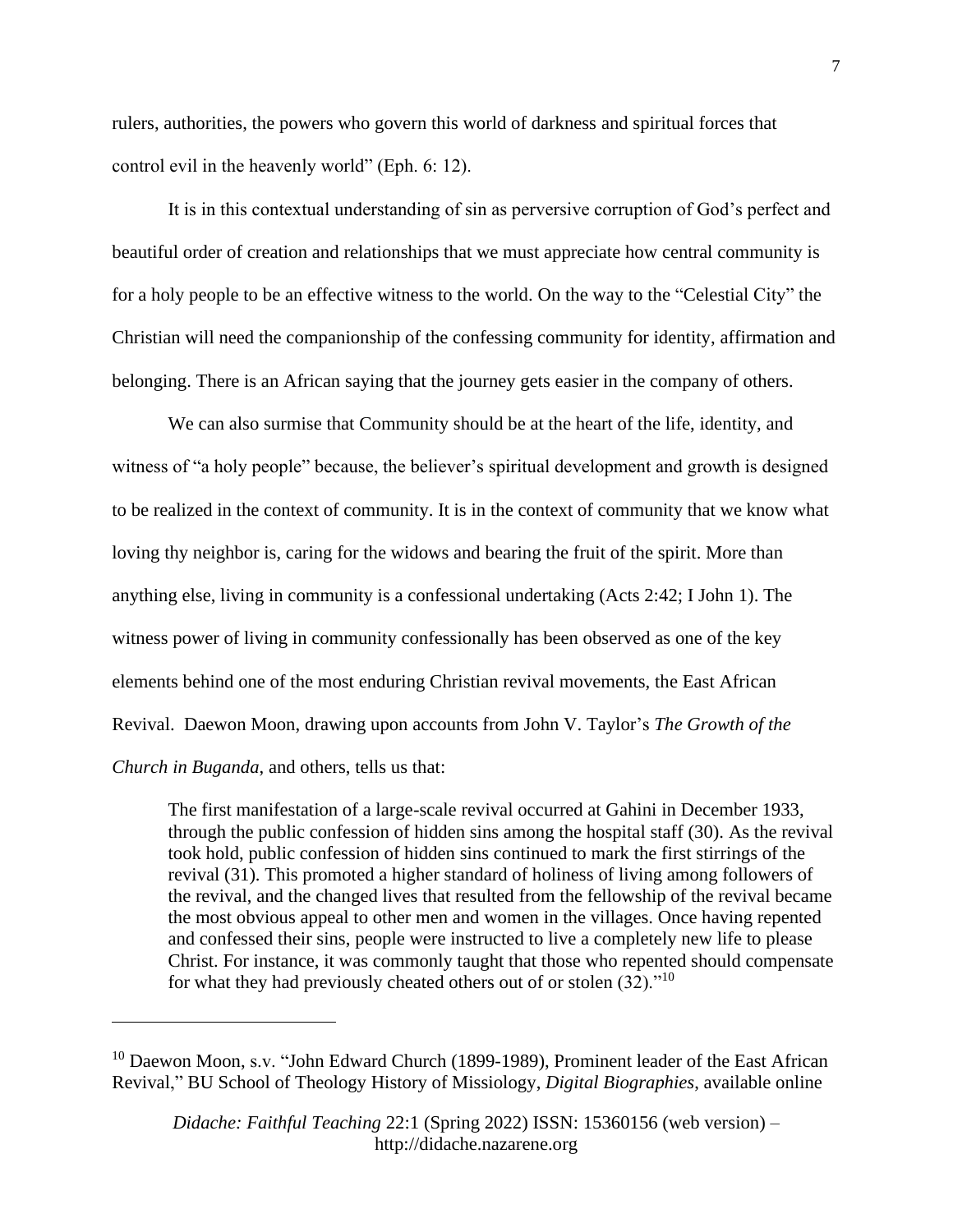rulers, authorities, the powers who govern this world of darkness and spiritual forces that control evil in the heavenly world" (Eph. 6: 12).

It is in this contextual understanding of sin as perversive corruption of God's perfect and beautiful order of creation and relationships that we must appreciate how central community is for a holy people to be an effective witness to the world. On the way to the "Celestial City" the Christian will need the companionship of the confessing community for identity, affirmation and belonging. There is an African saying that the journey gets easier in the company of others.

We can also surmise that Community should be at the heart of the life, identity, and witness of "a holy people" because, the believer's spiritual development and growth is designed to be realized in the context of community. It is in the context of community that we know what loving thy neighbor is, caring for the widows and bearing the fruit of the spirit. More than anything else, living in community is a confessional undertaking (Acts 2:42; I John 1). The witness power of living in community confessionally has been observed as one of the key elements behind one of the most enduring Christian revival movements, the East African Revival. Daewon Moon, drawing upon accounts from John V. Taylor's *The Growth of the Church in Buganda*, and others, tells us that:

> The first manifestation of a large-scale revival occurred at Gahini in December 1933, through the public confession of hidden sins among the hospital staff (30). As the revival took hold, public confession of hidden sins continued to mark the first stirrings of the revival (31). This promoted a higher standard of holiness of living among followers of the revival, and the changed lives that resulted from the fellowship of the revival became the most obvious appeal to other men and women in the villages. Once having repented and confessed their sins, people were instructed to live a completely new life to please Christ. For instance, it was commonly taught that those who repented should compensate for what they had previously cheated others out of or stolen (32)."[10]

---

[10] Daewon Moon, s.v. "John Edward Church (1899-1989), Prominent leader of the East African Revival," BU School of Theology History of Missiology, *Digital Biographies*, available online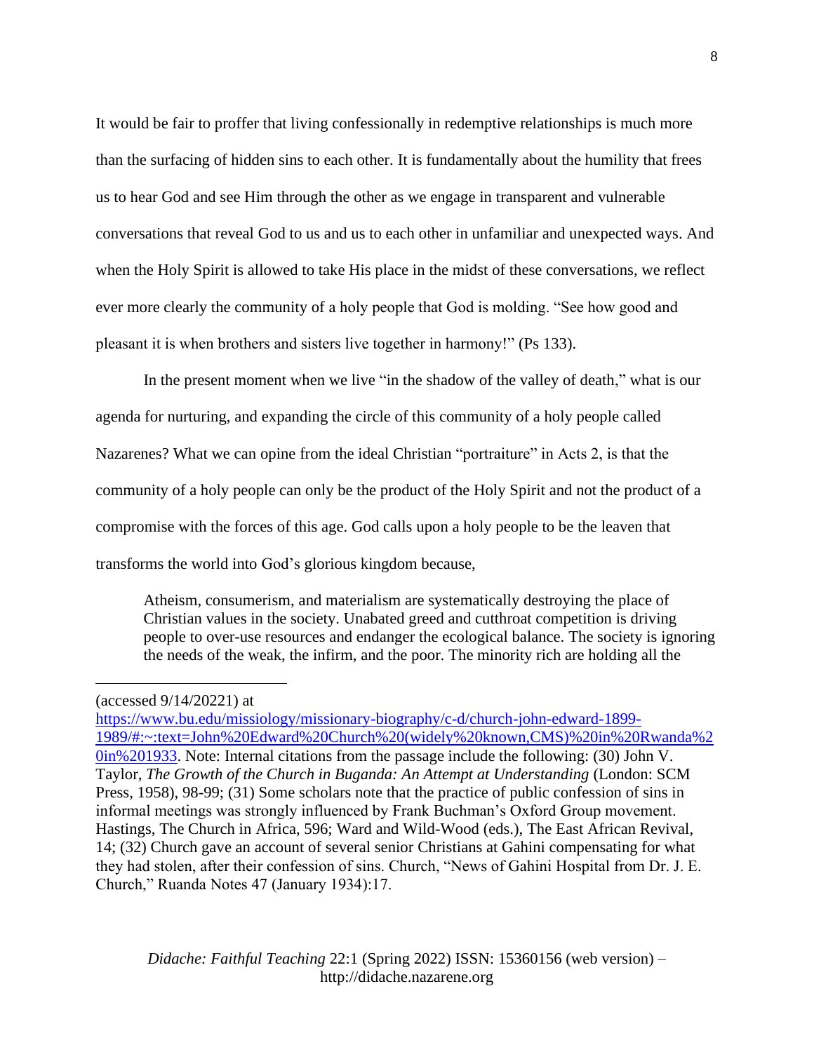It would be fair to proffer that living confessionally in redemptive relationships is much more than the surfacing of hidden sins to each other. It is fundamentally about the humility that frees us to hear God and see Him through the other as we engage in transparent and vulnerable conversations that reveal God to us and us to each other in unfamiliar and unexpected ways. And when the Holy Spirit is allowed to take His place in the midst of these conversations, we reflect ever more clearly the community of a holy people that God is molding. "See how good and pleasant it is when brothers and sisters live together in harmony!" (Ps 133).

In the present moment when we live "in the shadow of the valley of death," what is our agenda for nurturing, and expanding the circle of this community of a holy people called Nazarenes? What we can opine from the ideal Christian "portraiture" in Acts 2, is that the community of a holy people can only be the product of the Holy Spirit and not the product of a compromise with the forces of this age. God calls upon a holy people to be the leaven that transforms the world into God's glorious kingdom because,

> Atheism, consumerism, and materialism are systematically destroying the place of Christian values in the society. Unabated greed and cutthroat competition is driving people to over-use resources and endanger the ecological balance. The society is ignoring the needs of the weak, the infirm, and the poor. The minority rich are holding all the

---

(accessed 9/14/20221) at https://www.bu.edu/missiology/missionary-biography/c-d/church-john-edward-1899-1989/#:~:text=John%20Edward%20Church%20(widely%20known,CMS)%20in%20Rwanda%20in%201933. Note: Internal citations from the passage include the following: (30) John V. Taylor, *The Growth of the Church in Buganda: An Attempt at Understanding* (London: SCM Press, 1958), 98-99; (31) Some scholars note that the practice of public confession of sins in informal meetings was strongly influenced by Frank Buchman's Oxford Group movement. Hastings, The Church in Africa, 596; Ward and Wild-Wood (eds.), The East African Revival, 14; (32) Church gave an account of several senior Christians at Gahini compensating for what they had stolen, after their confession of sins. Church, "News of Gahini Hospital from Dr. J. E. Church," Ruanda Notes 47 (January 1934):17.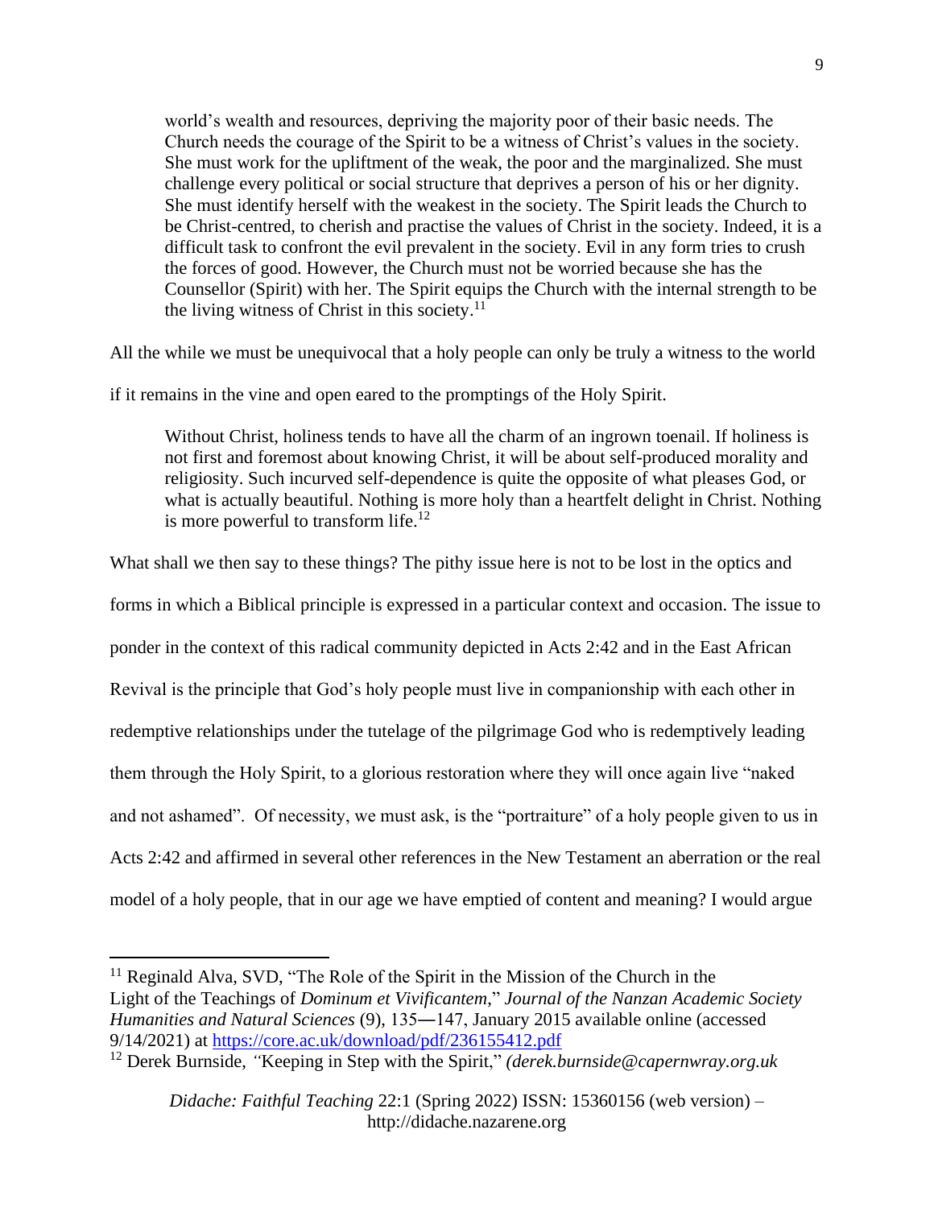> world's wealth and resources, depriving the majority poor of their basic needs. The Church needs the courage of the Spirit to be a witness of Christ's values in the society. She must work for the upliftment of the weak, the poor and the marginalized. She must challenge every political or social structure that deprives a person of his or her dignity. She must identify herself with the weakest in the society. The Spirit leads the Church to be Christ-centred, to cherish and practise the values of Christ in the society. Indeed, it is a difficult task to confront the evil prevalent in the society. Evil in any form tries to crush the forces of good. However, the Church must not be worried because she has the Counsellor (Spirit) with her. The Spirit equips the Church with the internal strength to be the living witness of Christ in this society.[11]

All the while we must be unequivocal that a holy people can only be truly a witness to the world if it remains in the vine and open eared to the promptings of the Holy Spirit.

> Without Christ, holiness tends to have all the charm of an ingrown toenail. If holiness is not first and foremost about knowing Christ, it will be about self-produced morality and religiosity. Such incurved self-dependence is quite the opposite of what pleases God, or what is actually beautiful. Nothing is more holy than a heartfelt delight in Christ. Nothing is more powerful to transform life.[12]

What shall we then say to these things? The pithy issue here is not to be lost in the optics and forms in which a Biblical principle is expressed in a particular context and occasion. The issue to ponder in the context of this radical community depicted in Acts 2:42 and in the East African Revival is the principle that God's holy people must live in companionship with each other in redemptive relationships under the tutelage of the pilgrimage God who is redemptively leading them through the Holy Spirit, to a glorious restoration where they will once again live "naked and not ashamed". Of necessity, we must ask, is the "portraiture" of a holy people given to us in Acts 2:42 and affirmed in several other references in the New Testament an aberration or the real model of a holy people, that in our age we have emptied of content and meaning? I would argue

---

[11] Reginald Alva, SVD, "The Role of the Spirit in the Mission of the Church in the Light of the Teachings of *Dominum et Vivificantem*," *Journal of the Nanzan Academic Society Humanities and Natural Sciences* (9), 135―147, January 2015 available online (accessed 9/14/2021) at https://core.ac.uk/download/pdf/236155412.pdf

[12] Derek Burnside, "Keeping in Step with the Spirit," *(derek.burnside@capernwray.org.uk*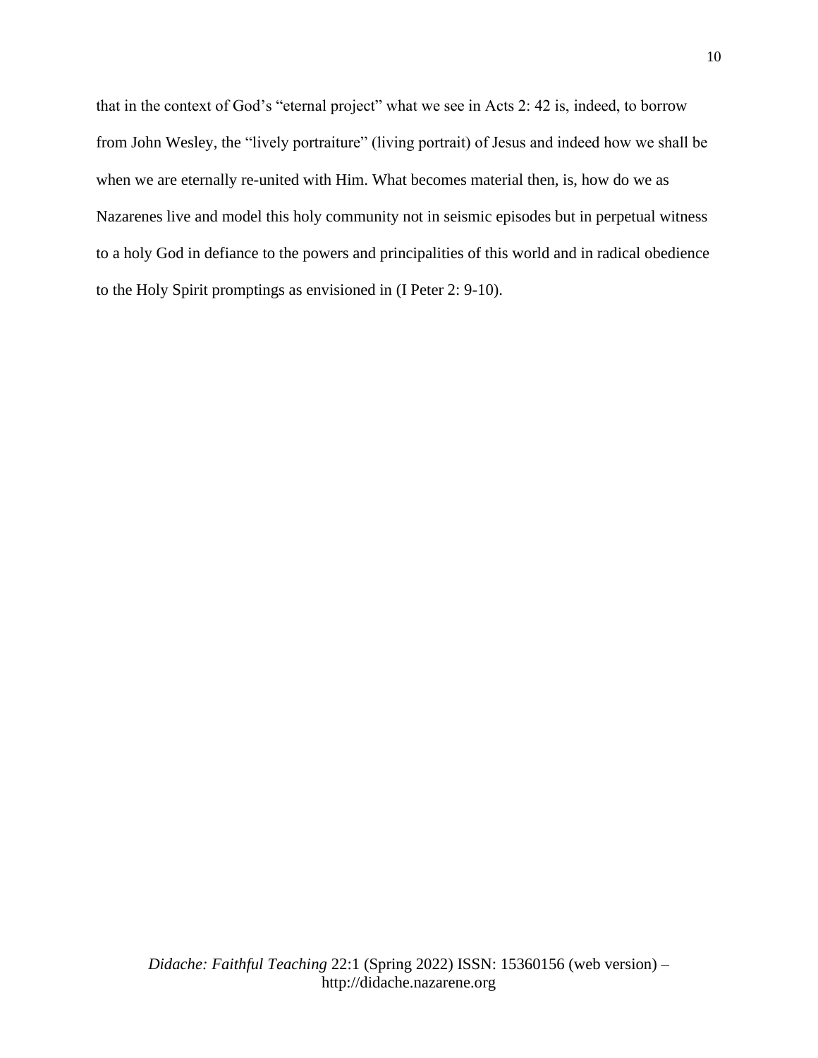that in the context of God's "eternal project" what we see in Acts 2: 42 is, indeed, to borrow from John Wesley, the "lively portraiture" (living portrait) of Jesus and indeed how we shall be when we are eternally re-united with Him. What becomes material then, is, how do we as Nazarenes live and model this holy community not in seismic episodes but in perpetual witness to a holy God in defiance to the powers and principalities of this world and in radical obedience to the Holy Spirit promptings as envisioned in (I Peter 2: 9-10).